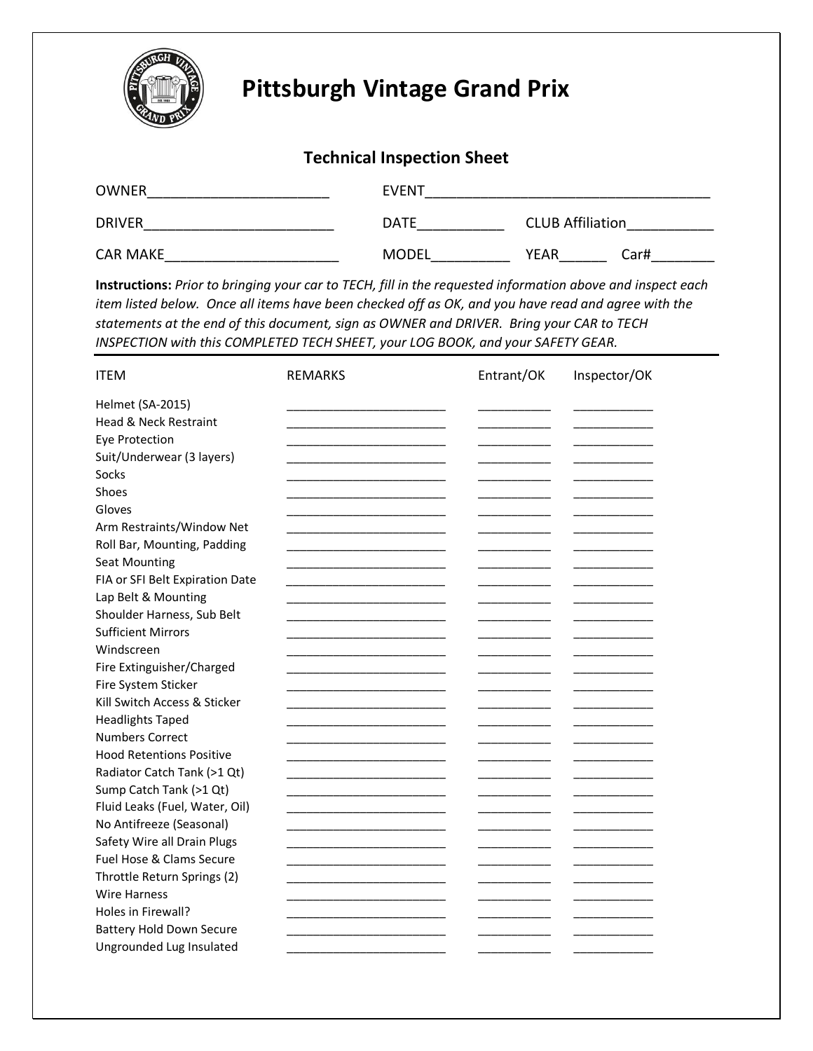# Pittsburgh Vintage Grand Prix

## Technical Inspection Sheet

OWNER______________________ EVENT___________________________________

DRIVER______________________ DATE__________ CLUB Affiliation__________

CAR MAKE____________________ MODEL_________ YEAR______ Car#________

**Instructions:** *Prior to bringing your car to TECH, fill in the requested information above and inspect each item listed below. Once all items have been checked off as OK, and you have read and agree with the statements at the end of this document, sign as OWNER and DRIVER. Bring your CAR to TECH INSPECTION with this COMPLETED TECH SHEET, your LOG BOOK, and your SAFETY GEAR.*

| ITEM | REMARKS | Entrant/OK | Inspector/OK |
|---|---|---|---|
| Helmet (SA-2015) | | | |
| Head & Neck Restraint | | | |
| Eye Protection | | | |
| Suit/Underwear (3 layers) | | | |
| Socks | | | |
| Shoes | | | |
| Gloves | | | |
| Arm Restraints/Window Net | | | |
| Roll Bar, Mounting, Padding | | | |
| Seat Mounting | | | |
| FIA or SFI Belt Expiration Date | | | |
| Lap Belt & Mounting | | | |
| Shoulder Harness, Sub Belt | | | |
| Sufficient Mirrors | | | |
| Windscreen | | | |
| Fire Extinguisher/Charged | | | |
| Fire System Sticker | | | |
| Kill Switch Access & Sticker | | | |
| Headlights Taped | | | |
| Numbers Correct | | | |
| Hood Retentions Positive | | | |
| Radiator Catch Tank (>1 Qt) | | | |
| Sump Catch Tank (>1 Qt) | | | |
| Fluid Leaks (Fuel, Water, Oil) | | | |
| No Antifreeze (Seasonal) | | | |
| Safety Wire all Drain Plugs | | | |
| Fuel Hose & Clams Secure | | | |
| Throttle Return Springs (2) | | | |
| Wire Harness | | | |
| Holes in Firewall? | | | |
| Battery Hold Down Secure | | | |
| Ungrounded Lug Insulated | | | |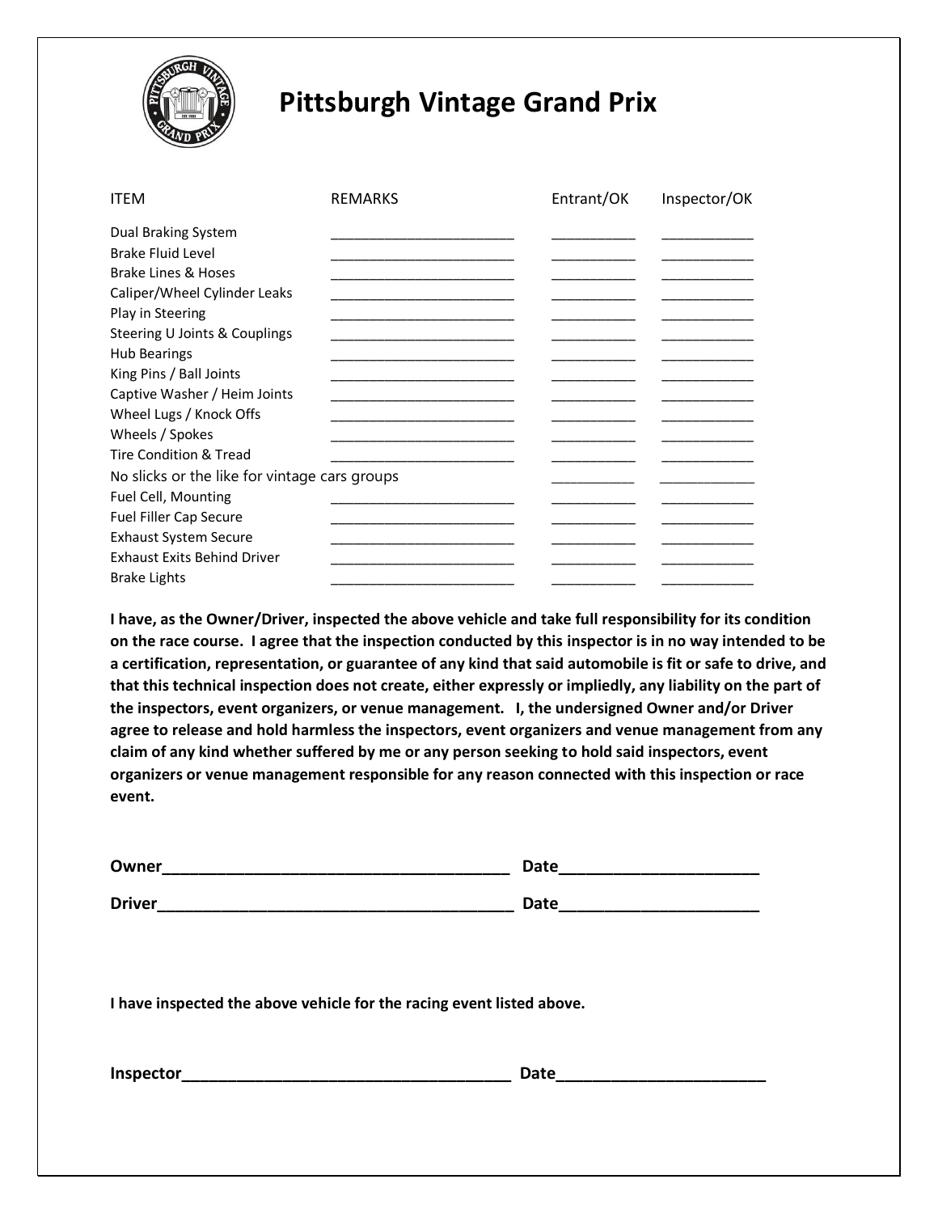# Pittsburgh Vintage Grand Prix

| ITEM | REMARKS | Entrant/OK | Inspector/OK |
|---|---|---|---|
| Dual Braking System | ______________________ | __________ | ___________ |
| Brake Fluid Level | ______________________ | __________ | ___________ |
| Brake Lines & Hoses | ______________________ | __________ | ___________ |
| Caliper/Wheel Cylinder Leaks | ______________________ | __________ | ___________ |
| Play in Steering | ______________________ | __________ | ___________ |
| Steering U Joints & Couplings | ______________________ | __________ | ___________ |
| Hub Bearings | ______________________ | __________ | ___________ |
| King Pins / Ball Joints | ______________________ | __________ | ___________ |
| Captive Washer / Heim Joints | ______________________ | __________ | ___________ |
| Wheel Lugs / Knock Offs | ______________________ | __________ | ___________ |
| Wheels / Spokes | ______________________ | __________ | ___________ |
| Tire Condition & Tread | ______________________ | __________ | ___________ |
| No slicks or the like for vintage cars groups | | __________ | ___________ |
| Fuel Cell, Mounting | ______________________ | __________ | ___________ |
| Fuel Filler Cap Secure | ______________________ | __________ | ___________ |
| Exhaust System Secure | ______________________ | __________ | ___________ |
| Exhaust Exits Behind Driver | ______________________ | __________ | ___________ |
| Brake Lights | ______________________ | __________ | ___________ |

**I have, as the Owner/Driver, inspected the above vehicle and take full responsibility for its condition on the race course. I agree that the inspection conducted by this inspector is in no way intended to be a certification, representation, or guarantee of any kind that said automobile is fit or safe to drive, and that this technical inspection does not create, either expressly or impliedly, any liability on the part of the inspectors, event organizers, or venue management. I, the undersigned Owner and/or Driver agree to release and hold harmless the inspectors, event organizers and venue management from any claim of any kind whether suffered by me or any person seeking to hold said inspectors, event organizers or venue management responsible for any reason connected with this inspection or race event.**

**Owner_______________________________________ Date______________________**

**Driver_______________________________________ Date______________________**

**I have inspected the above vehicle for the racing event listed above.**

**Inspector____________________________________ Date______________________**